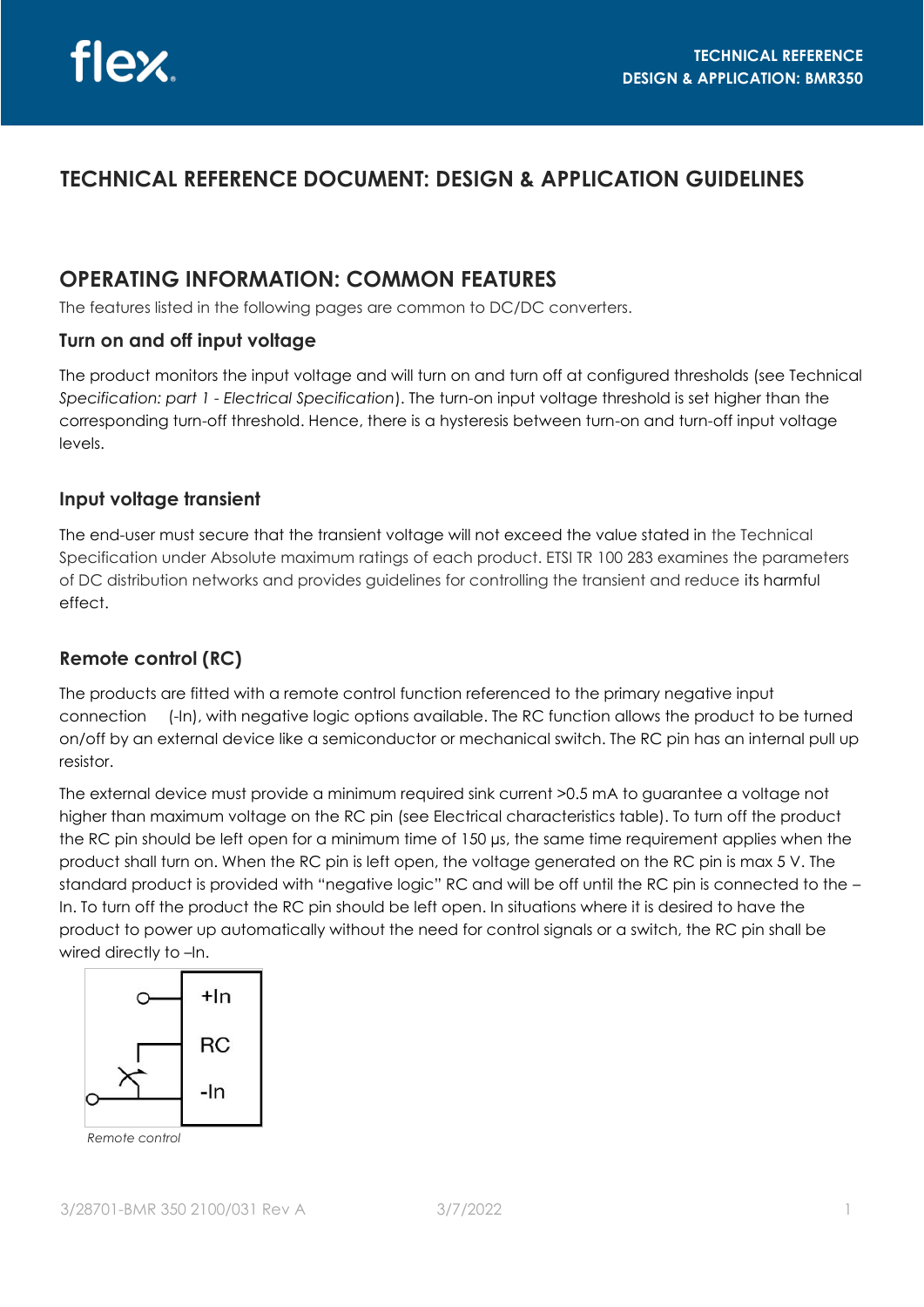# TECHNICAL REFERENCE DOCUMENT: DESIGN & APPLICATION GUIDELINES

## OPERATING INFORMATION: COMMON FEATURES

The features listed in the following pages are common to DC/DC converters.

### Turn on and off input voltage

The product monitors the input voltage and will turn on and turn off at configured thresholds (see Technical *Specification: part 1 - Electrical Specification*). The turn-on input voltage threshold is set higher than the corresponding turn-off threshold. Hence, there is a hysteresis between turn-on and turn-off input voltage levels.

### Input voltage transient

The end-user must secure that the transient voltage will not exceed the value stated in the Technical Specification under Absolute maximum ratings of each product. ETSI TR 100 283 examines the parameters of DC distribution networks and provides guidelines for controlling the transient and reduce its harmful effect.

### Remote control (RC)

The products are fitted with a remote control function referenced to the primary negative input connection (-In), with negative logic options available. The RC function allows the product to be turned on/off by an external device like a semiconductor or mechanical switch. The RC pin has an internal pull up resistor.

The external device must provide a minimum required sink current >0.5 mA to guarantee a voltage not higher than maximum voltage on the RC pin (see Electrical characteristics table). To turn off the product the RC pin should be left open for a minimum time of 150 µs, the same time requirement applies when the product shall turn on. When the RC pin is left open, the voltage generated on the RC pin is max 5 V. The standard product is provided with "negative logic" RC and will be off until the RC pin is connected to the –In. To turn off the product the RC pin should be left open. In situations where it is desired to have the product to power up automatically without the need for control signals or a switch, the RC pin shall be wired directly to –In.

+In

RC

-In

*Remote control*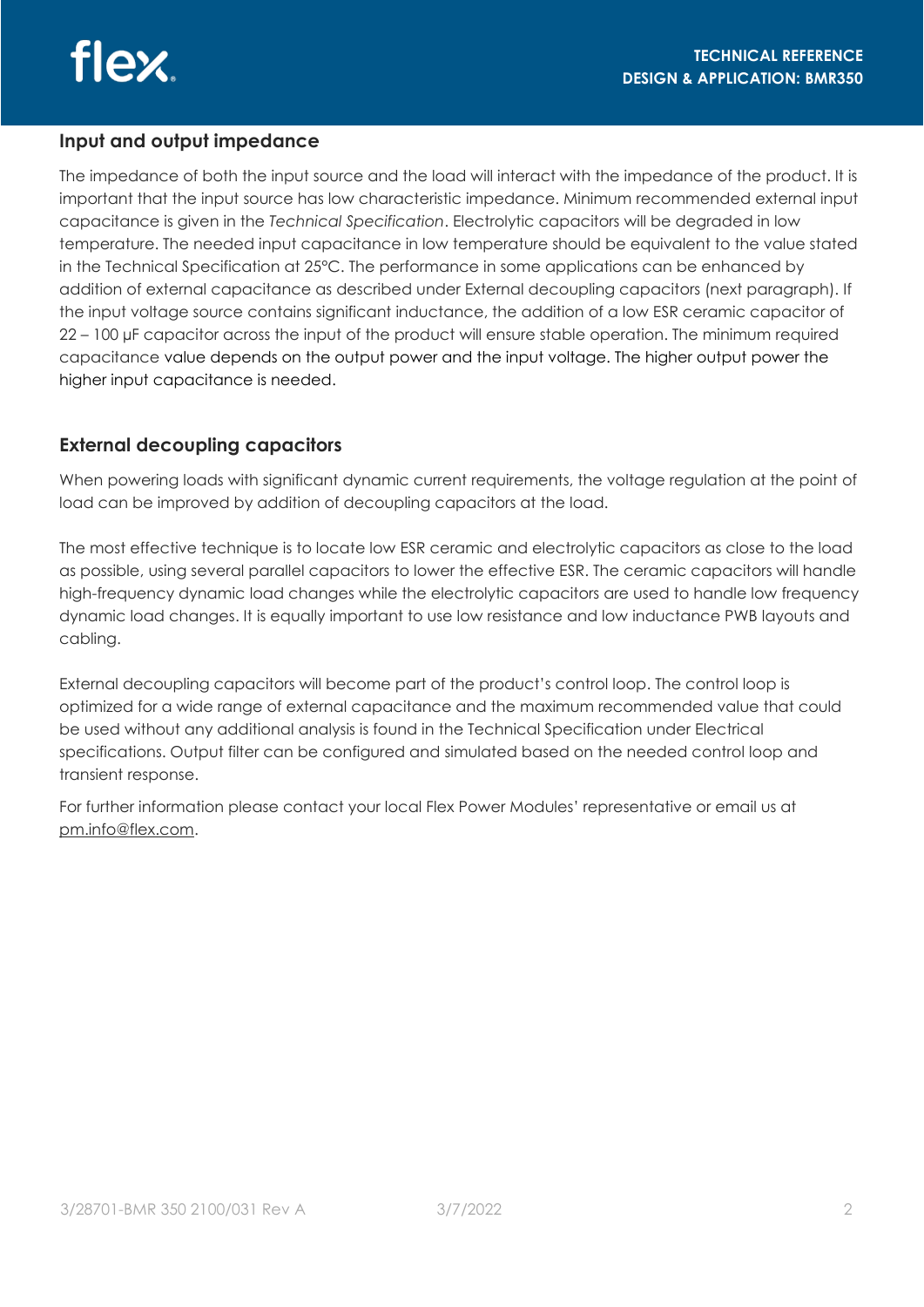## Input and output impedance

The impedance of both the input source and the load will interact with the impedance of the product. It is important that the input source has low characteristic impedance. Minimum recommended external input capacitance is given in the *Technical Specification*. Electrolytic capacitors will be degraded in low temperature. The needed input capacitance in low temperature should be equivalent to the value stated in the Technical Specification at 25°C. The performance in some applications can be enhanced by addition of external capacitance as described under External decoupling capacitors (next paragraph). If the input voltage source contains significant inductance, the addition of a low ESR ceramic capacitor of 22 – 100 µF capacitor across the input of the product will ensure stable operation. The minimum required capacitance value depends on the output power and the input voltage. The higher output power the higher input capacitance is needed.

## External decoupling capacitors

When powering loads with significant dynamic current requirements, the voltage regulation at the point of load can be improved by addition of decoupling capacitors at the load.

The most effective technique is to locate low ESR ceramic and electrolytic capacitors as close to the load as possible, using several parallel capacitors to lower the effective ESR. The ceramic capacitors will handle high-frequency dynamic load changes while the electrolytic capacitors are used to handle low frequency dynamic load changes. It is equally important to use low resistance and low inductance PWB layouts and cabling.

External decoupling capacitors will become part of the product's control loop. The control loop is optimized for a wide range of external capacitance and the maximum recommended value that could be used without any additional analysis is found in the Technical Specification under Electrical specifications. Output filter can be configured and simulated based on the needed control loop and transient response.

For further information please contact your local Flex Power Modules' representative or email us at pm.info@flex.com.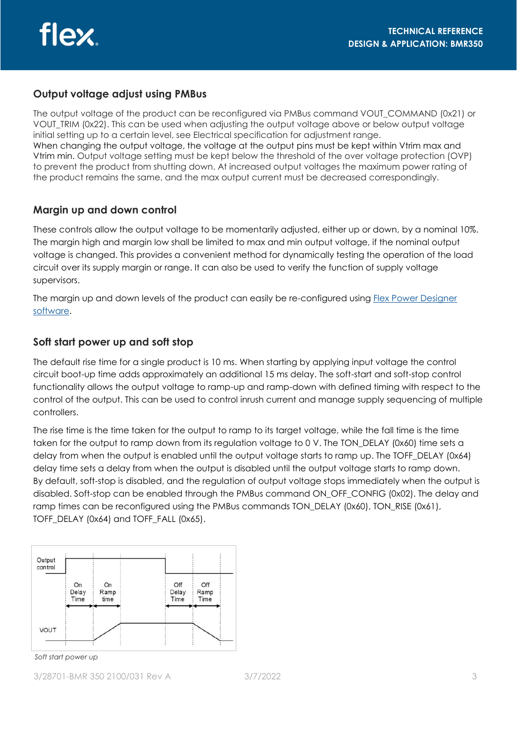## Output voltage adjust using PMBus

The output voltage of the product can be reconfigured via PMBus command VOUT_COMMAND (0x21) or VOUT_TRIM (0x22). This can be used when adjusting the output voltage above or below output voltage initial setting up to a certain level, see Electrical specification for adjustment range.
When changing the output voltage, the voltage at the output pins must be kept within Vtrim max and Vtrim min. Output voltage setting must be kept below the threshold of the over voltage protection (OVP) to prevent the product from shutting down. At increased output voltages the maximum power rating of the product remains the same, and the max output current must be decreased correspondingly.

## Margin up and down control

These controls allow the output voltage to be momentarily adjusted, either up or down, by a nominal 10%. The margin high and margin low shall be limited to max and min output voltage, if the nominal output voltage is changed. This provides a convenient method for dynamically testing the operation of the load circuit over its supply margin or range. It can also be used to verify the function of supply voltage supervisors.

The margin up and down levels of the product can easily be re-configured using Flex Power Designer software.

## Soft start power up and soft stop

The default rise time for a single product is 10 ms. When starting by applying input voltage the control circuit boot-up time adds approximately an additional 15 ms delay. The soft-start and soft-stop control functionality allows the output voltage to ramp-up and ramp-down with defined timing with respect to the control of the output. This can be used to control inrush current and manage supply sequencing of multiple controllers.

The rise time is the time taken for the output to ramp to its target voltage, while the fall time is the time taken for the output to ramp down from its regulation voltage to 0 V. The TON_DELAY (0x60) time sets a delay from when the output is enabled until the output voltage starts to ramp up. The TOFF_DELAY (0x64) delay time sets a delay from when the output is disabled until the output voltage starts to ramp down. By default, soft-stop is disabled, and the regulation of output voltage stops immediately when the output is disabled. Soft-stop can be enabled through the PMBus command ON_OFF_CONFIG (0x02). The delay and ramp times can be reconfigured using the PMBus commands TON_DELAY (0x60), TON_RISE (0x61), TOFF_DELAY (0x64) and TOFF_FALL (0x65).

Output control | On Delay Time | On Ramp time | Off Delay Time | Off Ramp Time | VOUT

*Soft start power up*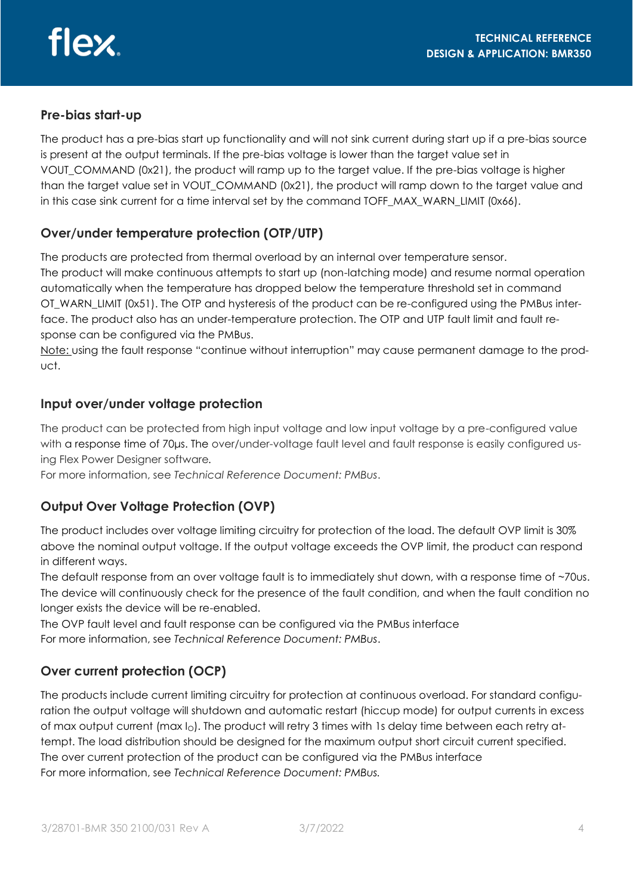## Pre-bias start-up

The product has a pre-bias start up functionality and will not sink current during start up if a pre-bias source is present at the output terminals. If the pre-bias voltage is lower than the target value set in VOUT_COMMAND (0x21), the product will ramp up to the target value. If the pre-bias voltage is higher than the target value set in VOUT_COMMAND (0x21), the product will ramp down to the target value and in this case sink current for a time interval set by the command TOFF_MAX_WARN_LIMIT (0x66).

## Over/under temperature protection (OTP/UTP)

The products are protected from thermal overload by an internal over temperature sensor.
The product will make continuous attempts to start up (non-latching mode) and resume normal operation automatically when the temperature has dropped below the temperature threshold set in command OT_WARN_LIMIT (0x51). The OTP and hysteresis of the product can be re-configured using the PMBus interface. The product also has an under-temperature protection. The OTP and UTP fault limit and fault response can be configured via the PMBus.
Note: using the fault response "continue without interruption" may cause permanent damage to the product.

## Input over/under voltage protection

The product can be protected from high input voltage and low input voltage by a pre-configured value with a response time of 70µs. The over/under-voltage fault level and fault response is easily configured using Flex Power Designer software.
For more information, see *Technical Reference Document: PMBus*.

## Output Over Voltage Protection (OVP)

The product includes over voltage limiting circuitry for protection of the load. The default OVP limit is 30% above the nominal output voltage. If the output voltage exceeds the OVP limit, the product can respond in different ways.
The default response from an over voltage fault is to immediately shut down, with a response time of ~70us. The device will continuously check for the presence of the fault condition, and when the fault condition no longer exists the device will be re-enabled.
The OVP fault level and fault response can be configured via the PMBus interface
For more information, see *Technical Reference Document: PMBus*.

## Over current protection (OCP)

The products include current limiting circuitry for protection at continuous overload. For standard configuration the output voltage will shutdown and automatic restart (hiccup mode) for output currents in excess of max output current (max $I_O$). The product will retry 3 times with 1s delay time between each retry attempt. The load distribution should be designed for the maximum output short circuit current specified.
The over current protection of the product can be configured via the PMBus interface
For more information, see *Technical Reference Document: PMBus.*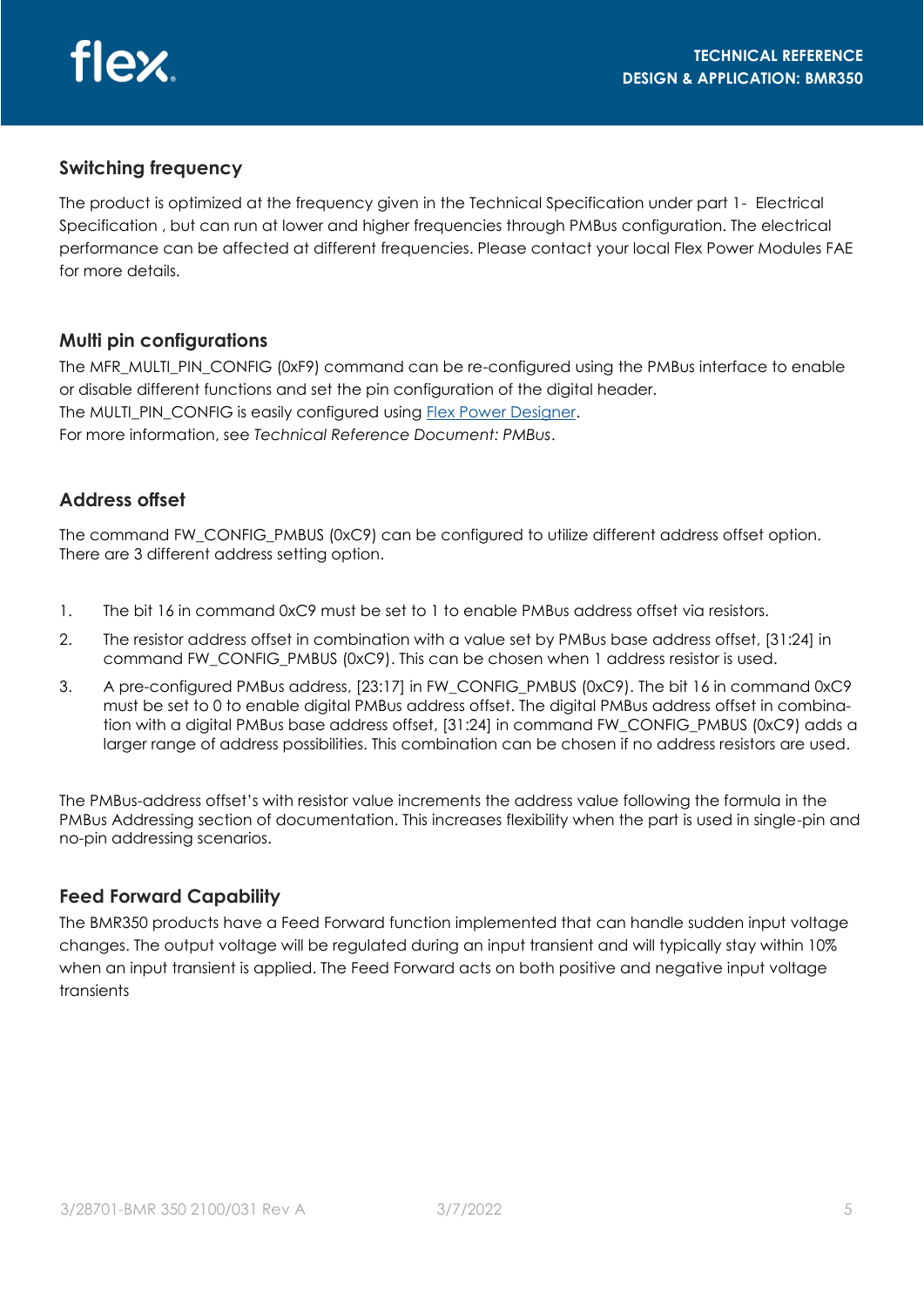## Switching frequency

The product is optimized at the frequency given in the Technical Specification under part 1- Electrical Specification , but can run at lower and higher frequencies through PMBus configuration. The electrical performance can be affected at different frequencies. Please contact your local Flex Power Modules FAE for more details.

## Multi pin configurations

The MFR_MULTI_PIN_CONFIG (0xF9) command can be re-configured using the PMBus interface to enable or disable different functions and set the pin configuration of the digital header.
The MULTI_PIN_CONFIG is easily configured using Flex Power Designer.
For more information, see *Technical Reference Document: PMBus*.

## Address offset

The command FW_CONFIG_PMBUS (0xC9) can be configured to utilize different address offset option. There are 3 different address setting option.

1. The bit 16 in command 0xC9 must be set to 1 to enable PMBus address offset via resistors.
2. The resistor address offset in combination with a value set by PMBus base address offset, [31:24] in command FW_CONFIG_PMBUS (0xC9). This can be chosen when 1 address resistor is used.
3. A pre-configured PMBus address, [23:17] in FW_CONFIG_PMBUS (0xC9). The bit 16 in command 0xC9 must be set to 0 to enable digital PMBus address offset. The digital PMBus address offset in combination with a digital PMBus base address offset, [31:24] in command FW_CONFIG_PMBUS (0xC9) adds a larger range of address possibilities. This combination can be chosen if no address resistors are used.

The PMBus-address offset's with resistor value increments the address value following the formula in the PMBus Addressing section of documentation. This increases flexibility when the part is used in single-pin and no-pin addressing scenarios.

## Feed Forward Capability

The BMR350 products have a Feed Forward function implemented that can handle sudden input voltage changes. The output voltage will be regulated during an input transient and will typically stay within 10% when an input transient is applied. The Feed Forward acts on both positive and negative input voltage transients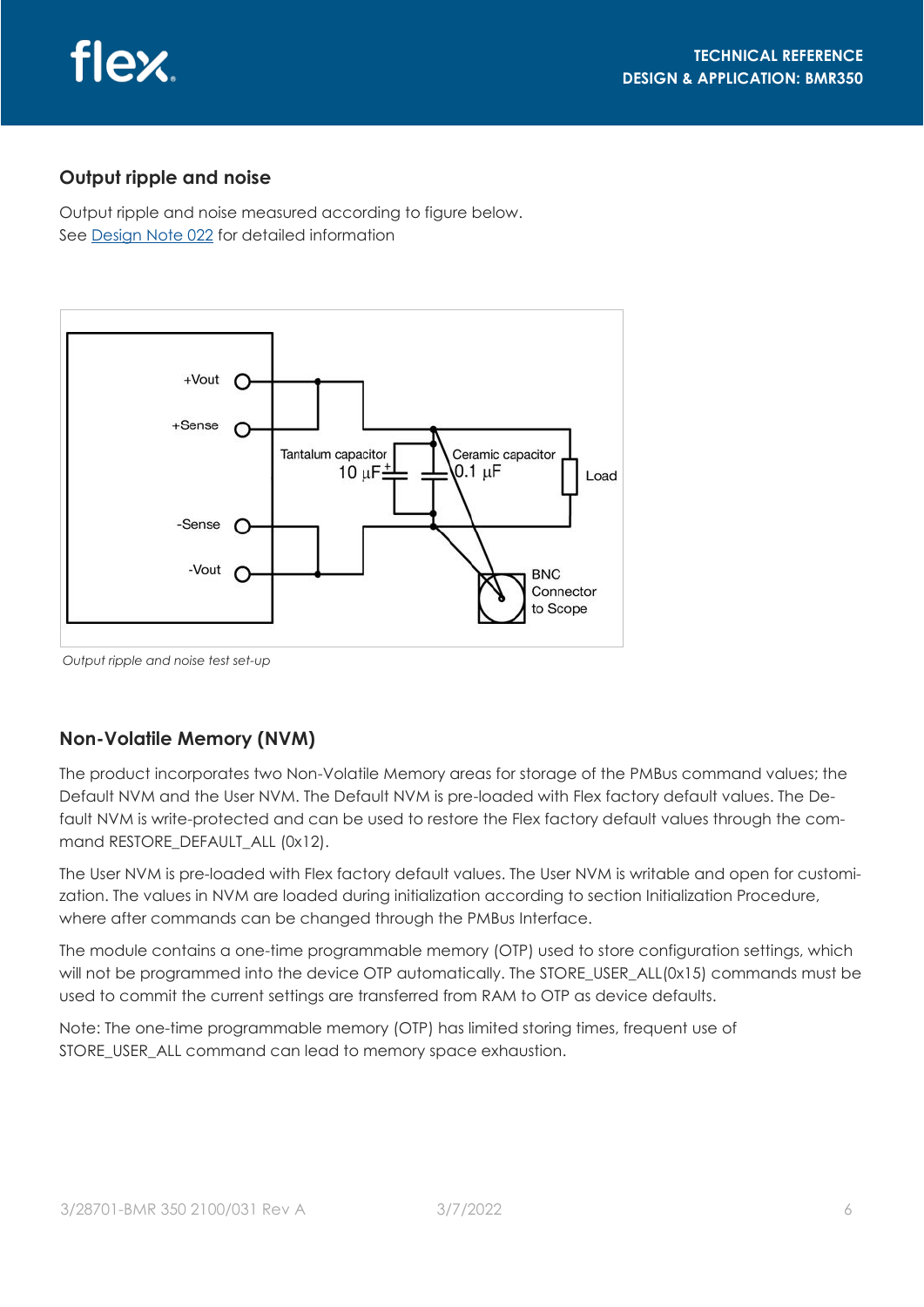## Output ripple and noise

Output ripple and noise measured according to figure below.
See Design Note 022 for detailed information

+Vout

+Sense

-Sense

-Vout

Tantalum capacitor
10 µF

Ceramic capacitor
0.1 µF

Load

BNC Connector to Scope

*Output ripple and noise test set-up*

## Non-Volatile Memory (NVM)

The product incorporates two Non-Volatile Memory areas for storage of the PMBus command values; the Default NVM and the User NVM. The Default NVM is pre-loaded with Flex factory default values. The Default NVM is write-protected and can be used to restore the Flex factory default values through the command RESTORE_DEFAULT_ALL (0x12).

The User NVM is pre-loaded with Flex factory default values. The User NVM is writable and open for customization. The values in NVM are loaded during initialization according to section Initialization Procedure, where after commands can be changed through the PMBus Interface.

The module contains a one-time programmable memory (OTP) used to store configuration settings, which will not be programmed into the device OTP automatically. The STORE_USER_ALL(0x15) commands must be used to commit the current settings are transferred from RAM to OTP as device defaults.

Note: The one-time programmable memory (OTP) has limited storing times, frequent use of STORE_USER_ALL command can lead to memory space exhaustion.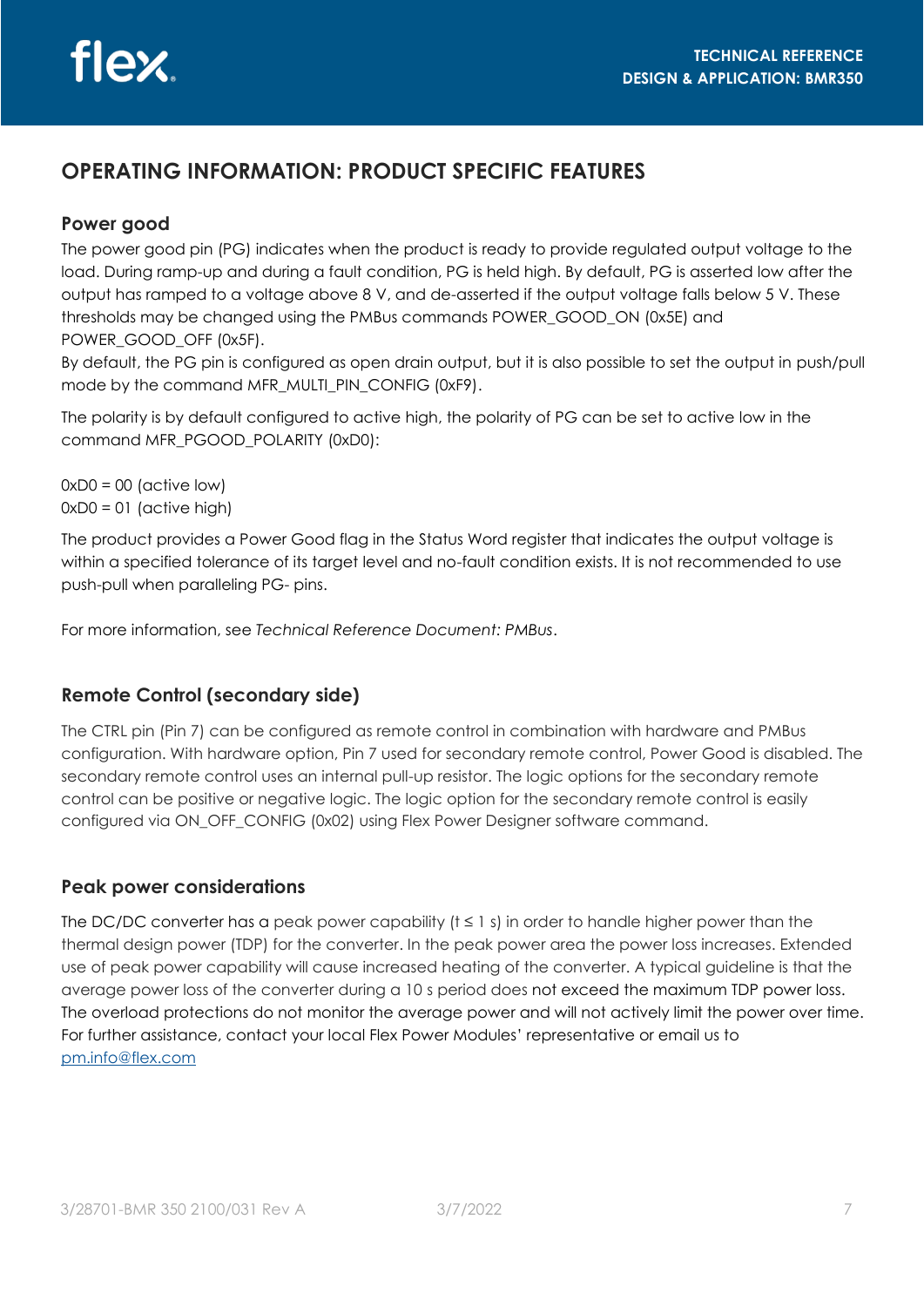# OPERATING INFORMATION: PRODUCT SPECIFIC FEATURES

## Power good

The power good pin (PG) indicates when the product is ready to provide regulated output voltage to the load. During ramp-up and during a fault condition, PG is held high. By default, PG is asserted low after the output has ramped to a voltage above 8 V, and de-asserted if the output voltage falls below 5 V. These thresholds may be changed using the PMBus commands POWER_GOOD_ON (0x5E) and POWER_GOOD_OFF (0x5F).
By default, the PG pin is configured as open drain output, but it is also possible to set the output in push/pull mode by the command MFR_MULTI_PIN_CONFIG (0xF9).

The polarity is by default configured to active high, the polarity of PG can be set to active low in the command MFR_PGOOD_POLARITY (0xD0):

0xD0 = 00 (active low)
0xD0 = 01 (active high)

The product provides a Power Good flag in the Status Word register that indicates the output voltage is within a specified tolerance of its target level and no-fault condition exists. It is not recommended to use push-pull when paralleling PG- pins.

For more information, see *Technical Reference Document: PMBus*.

## Remote Control (secondary side)

The CTRL pin (Pin 7) can be configured as remote control in combination with hardware and PMBus configuration. With hardware option, Pin 7 used for secondary remote control, Power Good is disabled. The secondary remote control uses an internal pull-up resistor. The logic options for the secondary remote control can be positive or negative logic. The logic option for the secondary remote control is easily configured via ON_OFF_CONFIG (0x02) using Flex Power Designer software command.

## Peak power considerations

The DC/DC converter has a peak power capability (t ≤ 1 s) in order to handle higher power than the thermal design power (TDP) for the converter. In the peak power area the power loss increases. Extended use of peak power capability will cause increased heating of the converter. A typical guideline is that the average power loss of the converter during a 10 s period does not exceed the maximum TDP power loss. The overload protections do not monitor the average power and will not actively limit the power over time. For further assistance, contact your local Flex Power Modules' representative or email us to pm.info@flex.com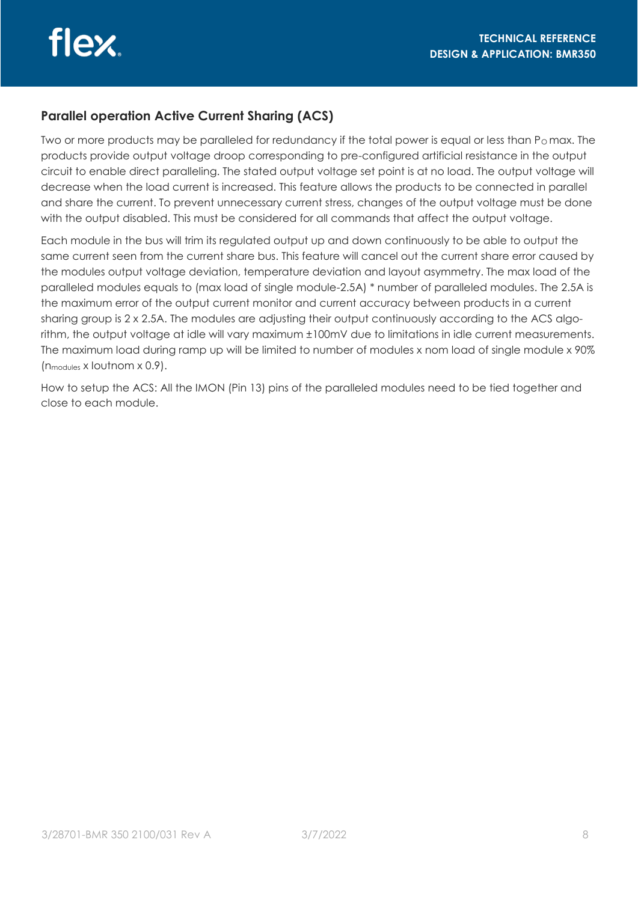## Parallel operation Active Current Sharing (ACS)

Two or more products may be paralleled for redundancy if the total power is equal or less than $P_O$ max. The products provide output voltage droop corresponding to pre-configured artificial resistance in the output circuit to enable direct paralleling. The stated output voltage set point is at no load. The output voltage will decrease when the load current is increased. This feature allows the products to be connected in parallel and share the current. To prevent unnecessary current stress, changes of the output voltage must be done with the output disabled. This must be considered for all commands that affect the output voltage.

Each module in the bus will trim its regulated output up and down continuously to be able to output the same current seen from the current share bus. This feature will cancel out the current share error caused by the modules output voltage deviation, temperature deviation and layout asymmetry. The max load of the paralleled modules equals to (max load of single module-2.5A) * number of paralleled modules. The 2.5A is the maximum error of the output current monitor and current accuracy between products in a current sharing group is 2 x 2.5A. The modules are adjusting their output continuously according to the ACS algorithm, the output voltage at idle will vary maximum ±100mV due to limitations in idle current measurements. The maximum load during ramp up will be limited to number of modules x nom load of single module x 90% ($n_{modules}$ x Ioutnom x 0.9).

How to setup the ACS: All the IMON (Pin 13) pins of the paralleled modules need to be tied together and close to each module.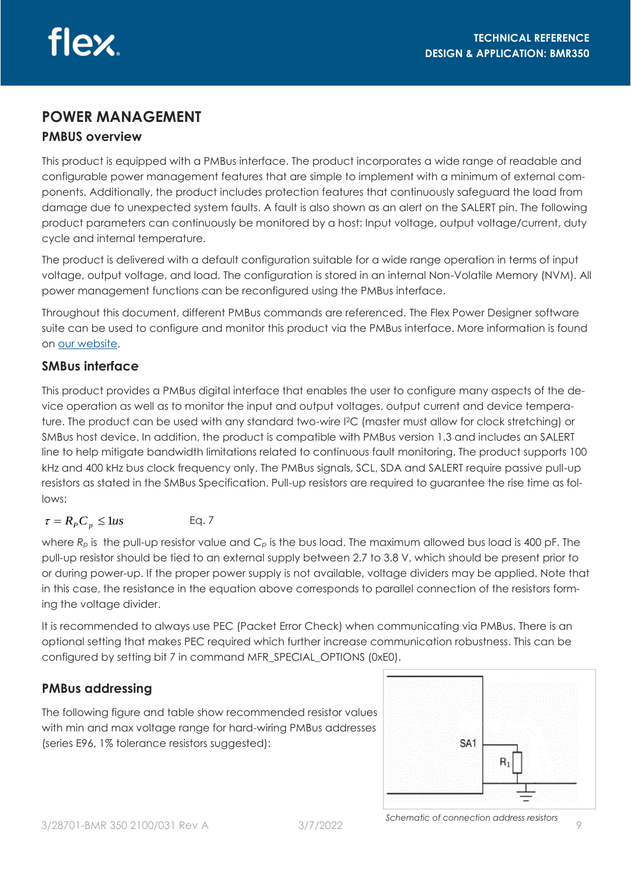# POWER MANAGEMENT

## PMBUS overview

This product is equipped with a PMBus interface. The product incorporates a wide range of readable and configurable power management features that are simple to implement with a minimum of external components. Additionally, the product includes protection features that continuously safeguard the load from damage due to unexpected system faults. A fault is also shown as an alert on the SALERT pin. The following product parameters can continuously be monitored by a host: Input voltage, output voltage/current, duty cycle and internal temperature.

The product is delivered with a default configuration suitable for a wide range operation in terms of input voltage, output voltage, and load. The configuration is stored in an internal Non-Volatile Memory (NVM). All power management functions can be reconfigured using the PMBus interface.

Throughout this document, different PMBus commands are referenced. The Flex Power Designer software suite can be used to configure and monitor this product via the PMBus interface. More information is found on our website.

## SMBus interface

This product provides a PMBus digital interface that enables the user to configure many aspects of the device operation as well as to monitor the input and output voltages, output current and device temperature. The product can be used with any standard two-wire I²C (master must allow for clock stretching) or SMBus host device. In addition, the product is compatible with PMBus version 1.3 and includes an SALERT line to help mitigate bandwidth limitations related to continuous fault monitoring. The product supports 100 kHz and 400 kHz bus clock frequency only. The PMBus signals, SCL, SDA and SALERT require passive pull-up resistors as stated in the SMBus Specification. Pull-up resistors are required to guarantee the rise time as follows:

$$\tau = R_P C_p \leq 1us \qquad \text{Eq. 7}$$

where $R_p$ is the pull-up resistor value and $C_p$ is the bus load. The maximum allowed bus load is 400 pF. The pull-up resistor should be tied to an external supply between 2.7 to 3.8 V, which should be present prior to or during power-up. If the proper power supply is not available, voltage dividers may be applied. Note that in this case, the resistance in the equation above corresponds to parallel connection of the resistors forming the voltage divider.

It is recommended to always use PEC (Packet Error Check) when communicating via PMBus. There is an optional setting that makes PEC required which further increase communication robustness. This can be configured by setting bit 7 in command MFR_SPECIAL_OPTIONS (0xE0).

## PMBus addressing

The following figure and table show recommended resistor values with min and max voltage range for hard-wiring PMBus addresses (series E96, 1% tolerance resistors suggested):

SA1

$R_1$

*Schematic of connection address resistors*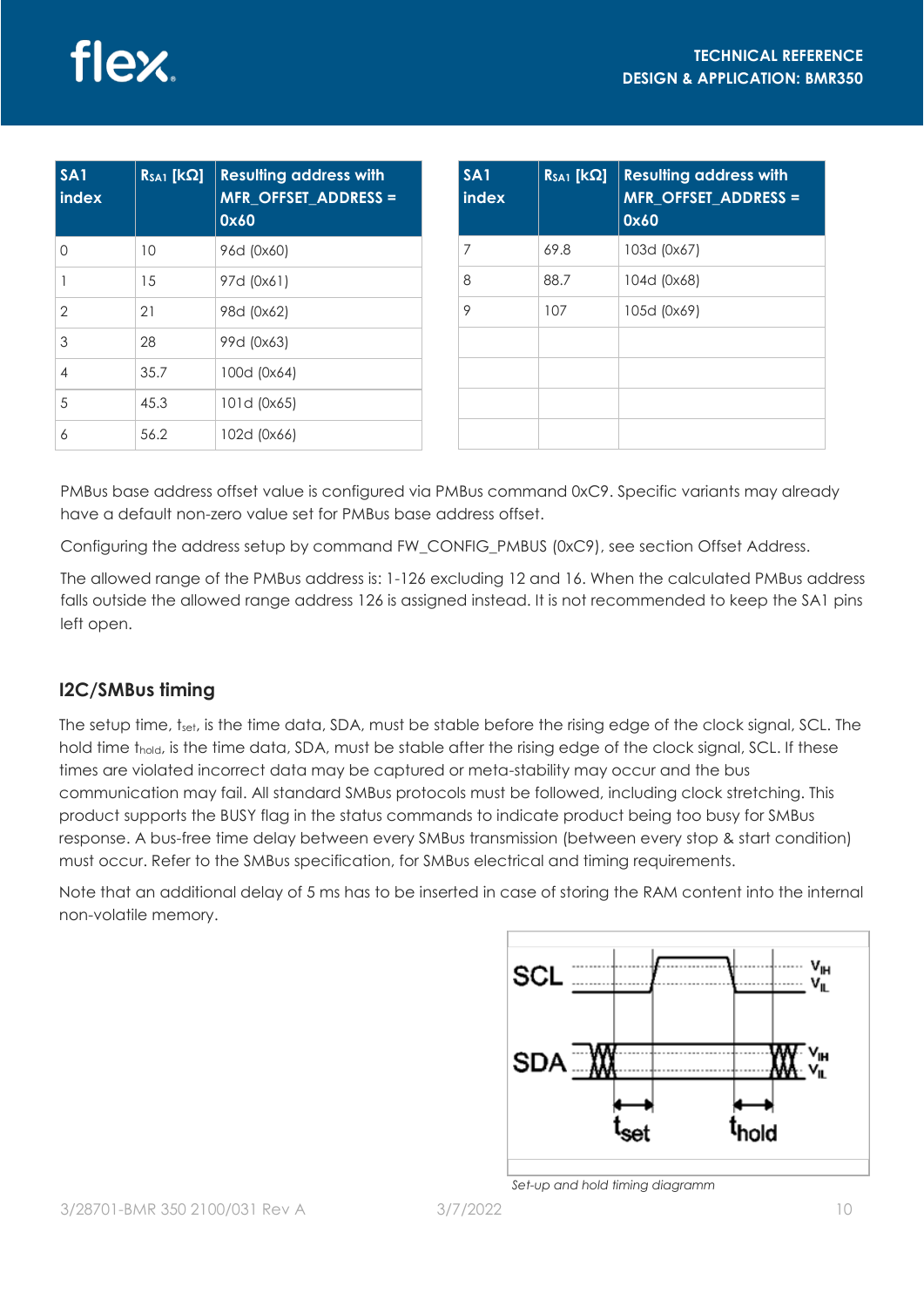| SA1 index | $R_{SA1}$ [kΩ] | Resulting address with MFR_OFFSET_ADDRESS = 0x60 |
|---|---|---|
| 0 | 10 | 96d (0x60) |
| 1 | 15 | 97d (0x61) |
| 2 | 21 | 98d (0x62) |
| 3 | 28 | 99d (0x63) |
| 4 | 35.7 | 100d (0x64) |
| 5 | 45.3 | 101d (0x65) |
| 6 | 56.2 | 102d (0x66) |
| 7 | 69.8 | 103d (0x67) |
| 8 | 88.7 | 104d (0x68) |
| 9 | 107 | 105d (0x69) |

PMBus base address offset value is configured via PMBus command 0xC9. Specific variants may already have a default non-zero value set for PMBus base address offset.

Configuring the address setup by command FW_CONFIG_PMBUS (0xC9), see section Offset Address.

The allowed range of the PMBus address is: 1-126 excluding 12 and 16. When the calculated PMBus address falls outside the allowed range address 126 is assigned instead. It is not recommended to keep the SA1 pins left open.

## I2C/SMBus timing

The setup time, $t_{set}$, is the time data, SDA, must be stable before the rising edge of the clock signal, SCL. The hold time $t_{hold}$, is the time data, SDA, must be stable after the rising edge of the clock signal, SCL. If these times are violated incorrect data may be captured or meta-stability may occur and the bus communication may fail. All standard SMBus protocols must be followed, including clock stretching. This product supports the BUSY flag in the status commands to indicate product being too busy for SMBus response. A bus-free time delay between every SMBus transmission (between every stop & start condition) must occur. Refer to the SMBus specification, for SMBus electrical and timing requirements.

Note that an additional delay of 5 ms has to be inserted in case of storing the RAM content into the internal non-volatile memory.

*Set-up and hold timing diagramm*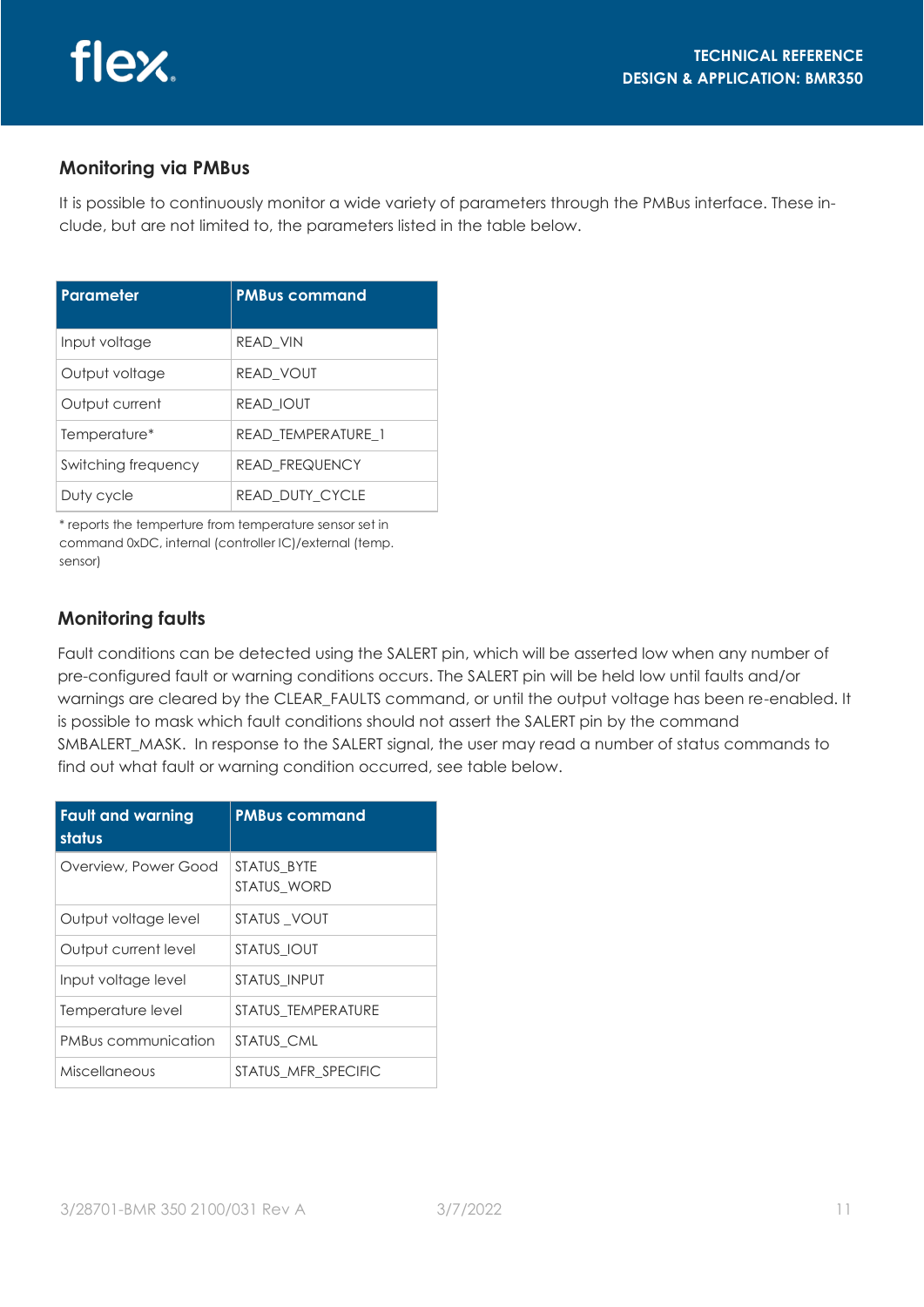## Monitoring via PMBus

It is possible to continuously monitor a wide variety of parameters through the PMBus interface. These include, but are not limited to, the parameters listed in the table below.

| Parameter | PMBus command |
|---|---|
| Input voltage | READ_VIN |
| Output voltage | READ_VOUT |
| Output current | READ_IOUT |
| Temperature* | READ_TEMPERATURE_1 |
| Switching frequency | READ_FREQUENCY |
| Duty cycle | READ_DUTY_CYCLE |

* reports the temperture from temperature sensor set in command 0xDC, internal (controller IC)/external (temp. sensor)

## Monitoring faults

Fault conditions can be detected using the SALERT pin, which will be asserted low when any number of pre-configured fault or warning conditions occurs. The SALERT pin will be held low until faults and/or warnings are cleared by the CLEAR_FAULTS command, or until the output voltage has been re-enabled. It is possible to mask which fault conditions should not assert the SALERT pin by the command SMBALERT_MASK. In response to the SALERT signal, the user may read a number of status commands to find out what fault or warning condition occurred, see table below.

| Fault and warning status | PMBus command |
|---|---|
| Overview, Power Good | STATUS_BYTE<br>STATUS_WORD |
| Output voltage level | STATUS _VOUT |
| Output current level | STATUS_IOUT |
| Input voltage level | STATUS_INPUT |
| Temperature level | STATUS_TEMPERATURE |
| PMBus communication | STATUS_CML |
| Miscellaneous | STATUS_MFR_SPECIFIC |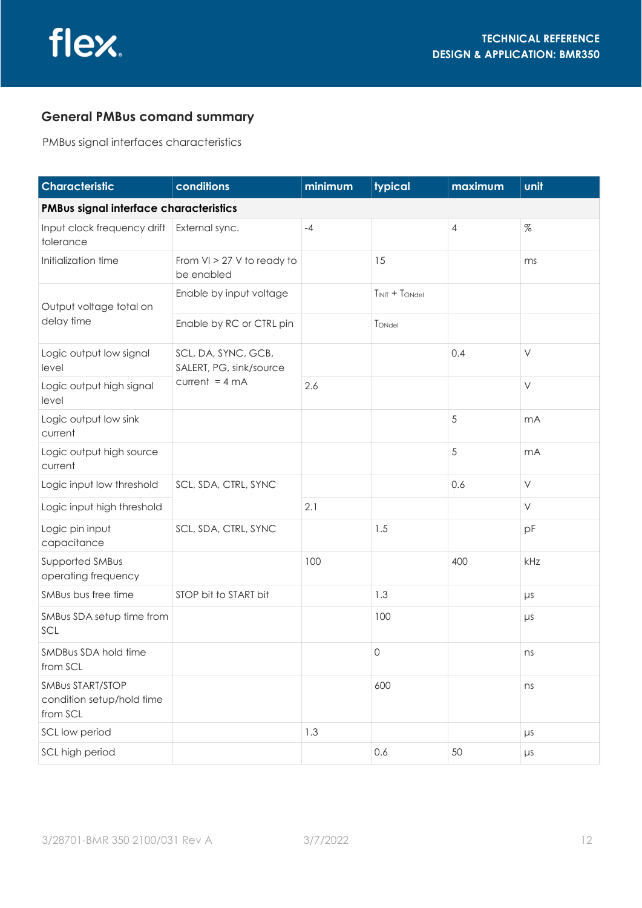## General PMBus comand summary

PMBus signal interfaces characteristics

| Characteristic | conditions | minimum | typical | maximum | unit |
|---|---|---|---|---|---|
| **PMBus signal interface characteristics** | | | | | |
| Input clock frequency drift tolerance | External sync. | -4 | | 4 | % |
| Initialization time | From VI > 27 V to ready to be enabled | | 15 | | ms |
| Output voltage total on delay time | Enable by input voltage | | $T_{INIT}$ + $T_{ONdel}$ | | |
| | Enable by RC or CTRL pin | | $T_{ONdel}$ | | |
| Logic output low signal level | SCL, DA, SYNC, GCB, SALERT, PG, sink/source current = 4 mA | | | 0.4 | V |
| Logic output high signal level | | 2.6 | | | V |
| Logic output low sink current | | | | 5 | mA |
| Logic output high source current | | | | 5 | mA |
| Logic input low threshold | SCL, SDA, CTRL, SYNC | | | 0.6 | V |
| Logic input high threshold | | 2.1 | | | V |
| Logic pin input capacitance | SCL, SDA, CTRL, SYNC | | 1.5 | | pF |
| Supported SMBus operating frequency | | 100 | | 400 | kHz |
| SMBus bus free time | STOP bit to START bit | | 1.3 | | µs |
| SMBus SDA setup time from SCL | | | 100 | | µs |
| SMDBus SDA hold time from SCL | | | 0 | | ns |
| SMBus START/STOP condition setup/hold time from SCL | | | 600 | | ns |
| SCL low period | | 1.3 | | | µs |
| SCL high period | | | 0.6 | 50 | µs |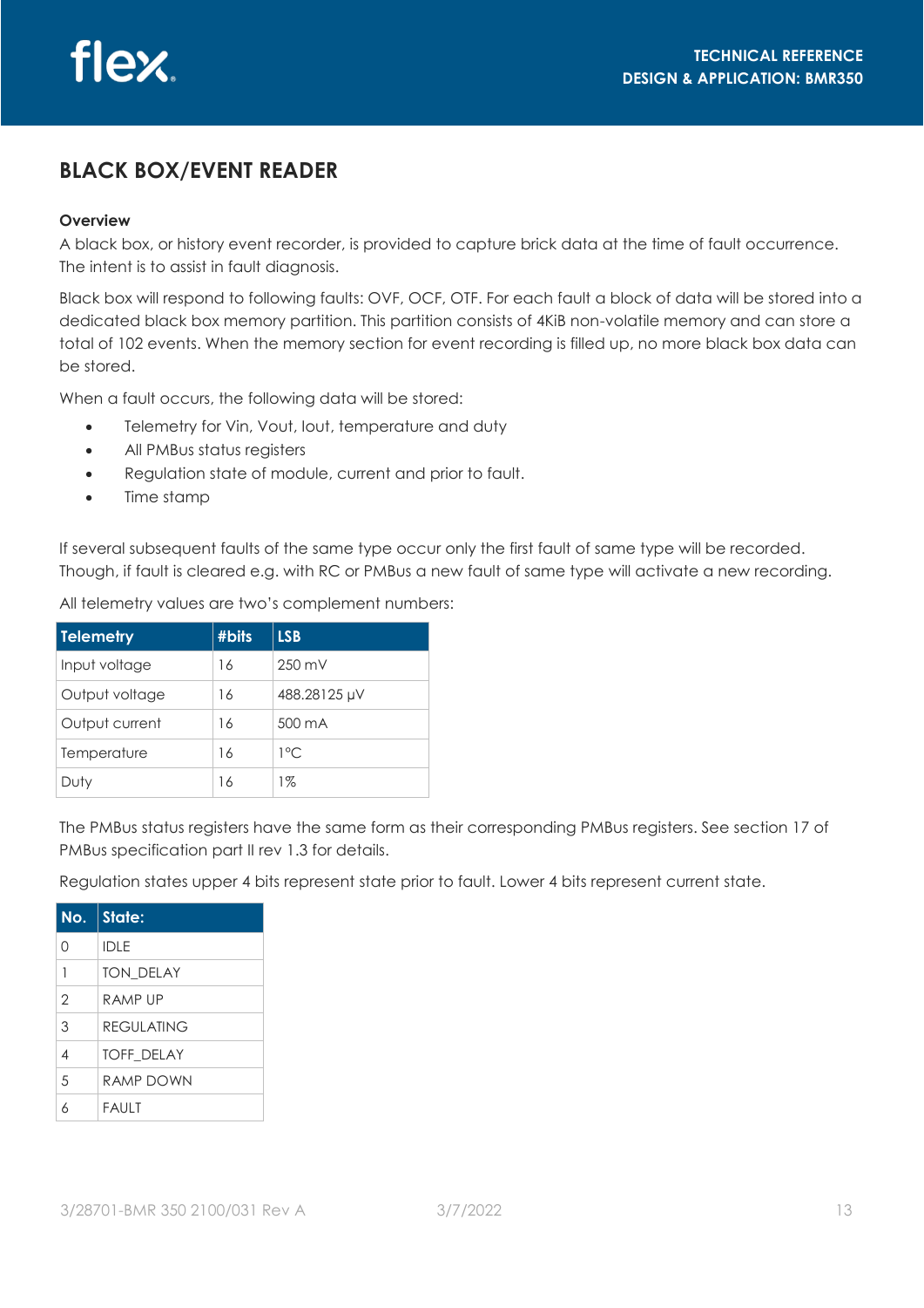## BLACK BOX/EVENT READER

**Overview**

A black box, or history event recorder, is provided to capture brick data at the time of fault occurrence. The intent is to assist in fault diagnosis.

Black box will respond to following faults: OVF, OCF, OTF. For each fault a block of data will be stored into a dedicated black box memory partition. This partition consists of 4KiB non-volatile memory and can store a total of 102 events. When the memory section for event recording is filled up, no more black box data can be stored.

When a fault occurs, the following data will be stored:

- Telemetry for Vin, Vout, Iout, temperature and duty
- All PMBus status registers
- Regulation state of module, current and prior to fault.
- Time stamp

If several subsequent faults of the same type occur only the first fault of same type will be recorded. Though, if fault is cleared e.g. with RC or PMBus a new fault of same type will activate a new recording.

All telemetry values are two's complement numbers:

| Telemetry | #bits | LSB |
|---|---|---|
| Input voltage | 16 | 250 mV |
| Output voltage | 16 | 488.28125 µV |
| Output current | 16 | 500 mA |
| Temperature | 16 | 1°C |
| Duty | 16 | 1% |

The PMBus status registers have the same form as their corresponding PMBus registers. See section 17 of PMBus specification part II rev 1.3 for details.

Regulation states upper 4 bits represent state prior to fault. Lower 4 bits represent current state.

| No. | State: |
|---|---|
| 0 | IDLE |
| 1 | TON_DELAY |
| 2 | RAMP UP |
| 3 | REGULATING |
| 4 | TOFF_DELAY |
| 5 | RAMP DOWN |
| 6 | FAULT |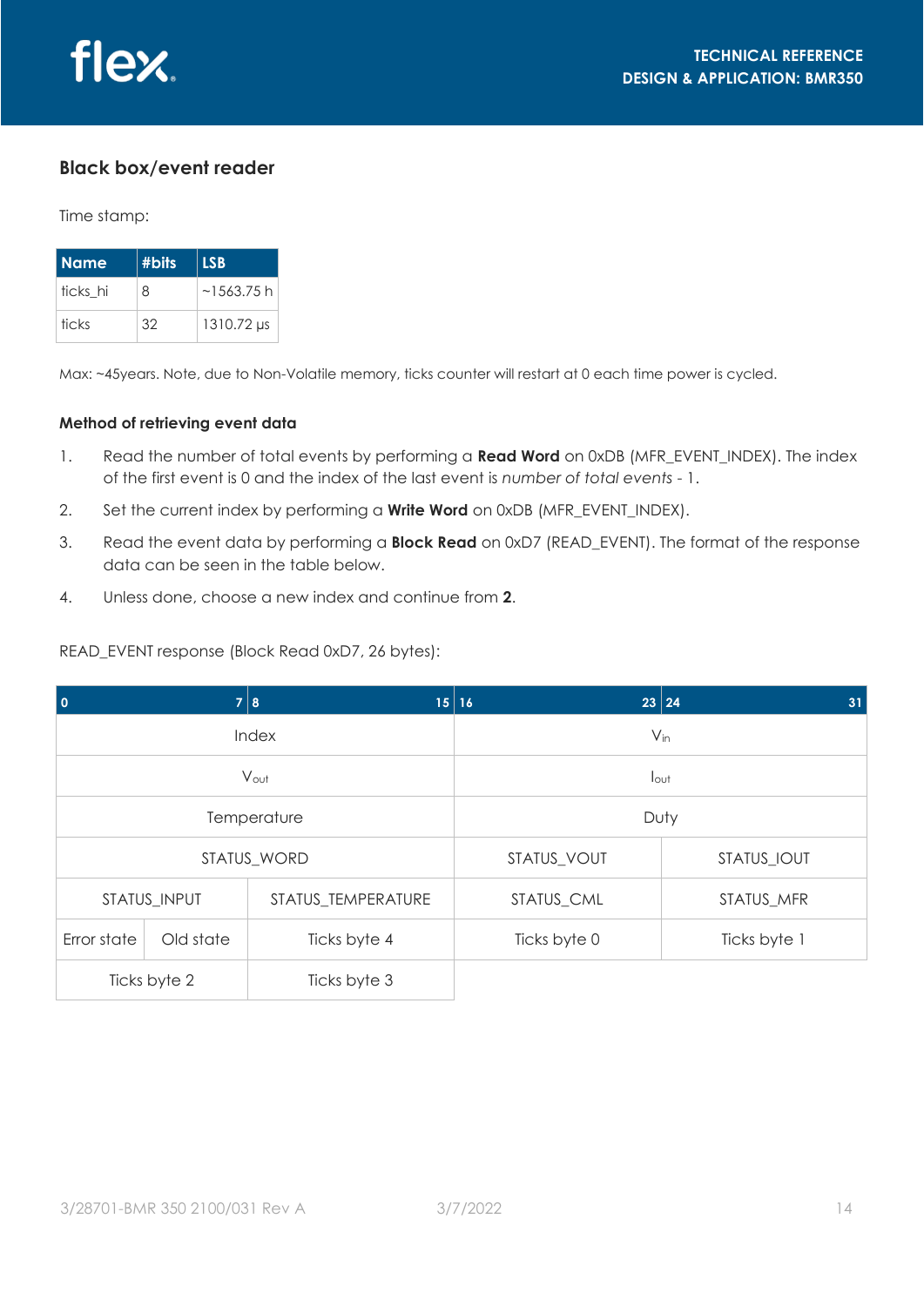## Black box/event reader

Time stamp:

| Name | #bits | LSB |
|---|---|---|
| ticks_hi | 8 | ~1563.75 h |
| ticks | 32 | 1310.72 µs |

Max: ~45years. Note, due to Non-Volatile memory, ticks counter will restart at 0 each time power is cycled.

### Method of retrieving event data

1. Read the number of total events by performing a **Read Word** on 0xDB (MFR_EVENT_INDEX). The index of the first event is 0 and the index of the last event is *number of total events* - 1.
2. Set the current index by performing a **Write Word** on 0xDB (MFR_EVENT_INDEX).
3. Read the event data by performing a **Block Read** on 0xD7 (READ_EVENT). The format of the response data can be seen in the table below.
4. Unless done, choose a new index and continue from **2**.

READ_EVENT response (Block Read 0xD7, 26 bytes):

| 0 … 7 | 8 … 15 | 16 … 23 | 24 … 31 |
|---|---|---|---|
| Index | | $V_{in}$ | |
| $V_{out}$ | | $I_{out}$ | |
| Temperature | | Duty | |
| STATUS_WORD | | STATUS_VOUT | STATUS_IOUT |
| STATUS_INPUT | STATUS_TEMPERATURE | STATUS_CML | STATUS_MFR |
| Error state / Old state | Ticks byte 4 | Ticks byte 0 | Ticks byte 1 |
| Ticks byte 2 | Ticks byte 3 | | |